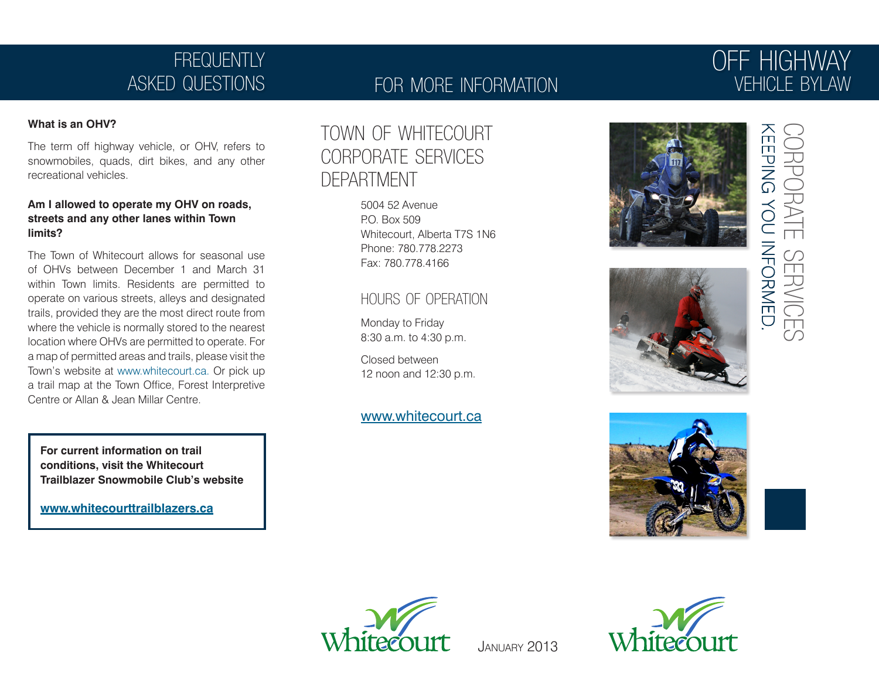# FREQUENTLY ASKED QUESTIONS

**What is an OHV?**

The term off highway vehicle, or OHV, refers to snowmobiles, quads, dirt bikes, and any other recreational vehicles.

**Am I allowed to operate my OHV on roads, streets and any other lanes within Town limits?**

The Town of Whitecourt allows for seasonal use of OHVs between December 1 and March 31 within Town limits. Residents are permitted to operate on various streets, alleys and designated trails, provided they are the most direct route from where the vehicle is normally stored to the nearest location where OHVs are permitted to operate. For a map of permitted areas and trails, please visit the Town's website at www.whitecourt.ca. Or pick up a trail map at the Town Office, Forest Interpretive Centre or Allan & Jean Millar Centre.

**For current information on trail conditions, visit the Whitecourt Trailblazer Snowmobile Club's website**

**www.whitecourttrailblazers.ca**

# FOR MORE INFORMATION

## TOWN OF WHITECOURT CORPORATE SERVICES DEPARTMENT

5004 52 Avenue
P.O. Box 509
Whitecourt, Alberta T7S 1N6
Phone: 780.778.2273
Fax: 780.778.4166

### HOURS OF OPERATION

Monday to Friday
8:30 a.m. to 4:30 p.m.

Closed between
12 noon and 12:30 p.m.

www.whitecourt.ca

Whitecourt

January 2013

# OFF HIGHWAY VEHICLE BYLAW

CORPORATE SERVICES
KEEPING YOU INFORMED.

Whitecourt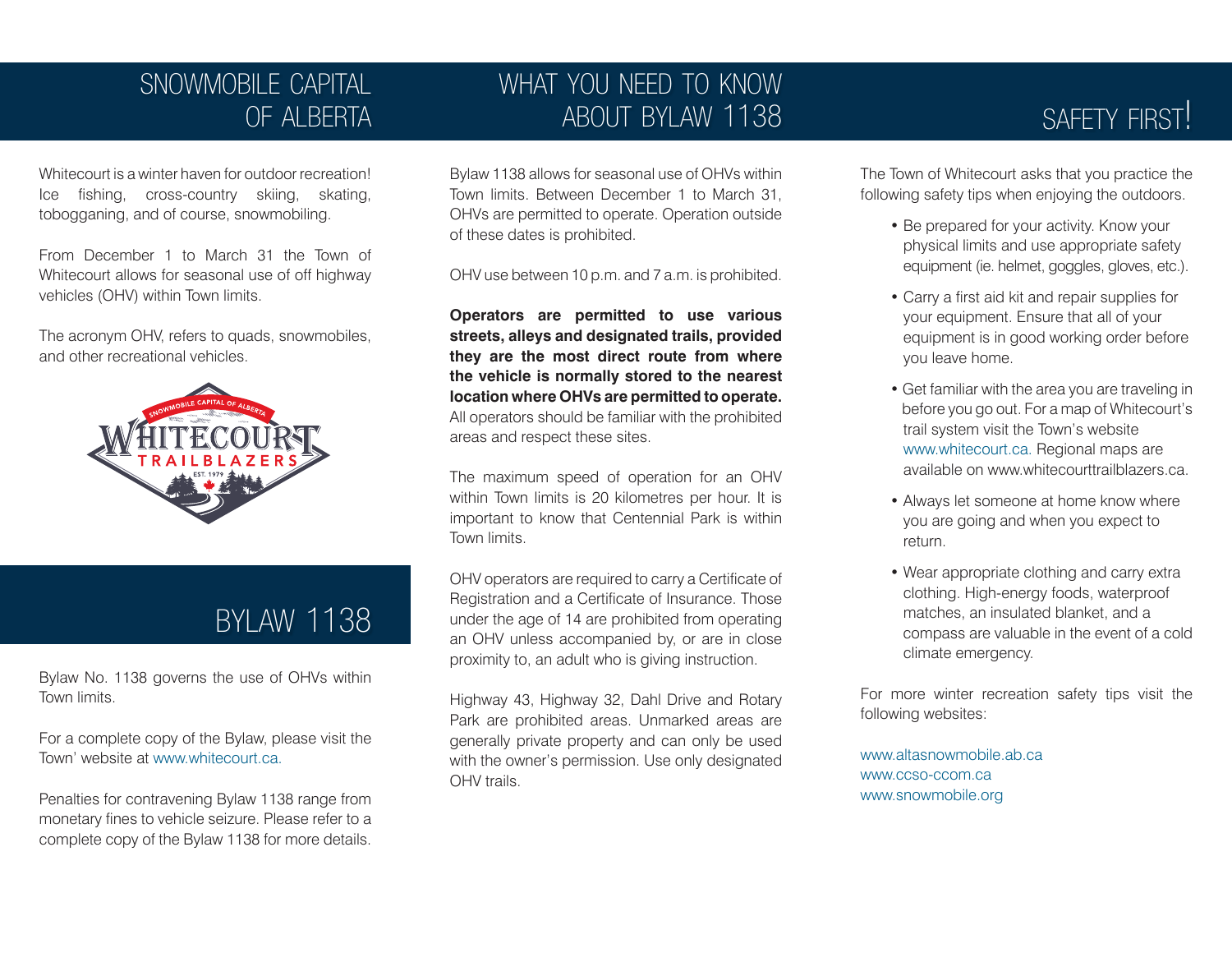## SNOWMOBILE CAPITAL OF ALBERTA

Whitecourt is a winter haven for outdoor recreation! Ice fishing, cross-country skiing, skating, tobogganing, and of course, snowmobiling.

From December 1 to March 31 the Town of Whitecourt allows for seasonal use of off highway vehicles (OHV) within Town limits.

The acronym OHV, refers to quads, snowmobiles, and other recreational vehicles.

SNOWMOBILE CAPITAL OF ALBERTA
WHITECOURT
TRAILBLAZERS
EST. 1979

## BYLAW 1138

Bylaw No. 1138 governs the use of OHVs within Town limits.

For a complete copy of the Bylaw, please visit the Town' website at www.whitecourt.ca.

Penalties for contravening Bylaw 1138 range from monetary fines to vehicle seizure. Please refer to a complete copy of the Bylaw 1138 for more details.

## WHAT YOU NEED TO KNOW ABOUT BYLAW 1138

Bylaw 1138 allows for seasonal use of OHVs within Town limits. Between December 1 to March 31, OHVs are permitted to operate. Operation outside of these dates is prohibited.

OHV use between 10 p.m. and 7 a.m. is prohibited.

**Operators are permitted to use various streets, alleys and designated trails, provided they are the most direct route from where the vehicle is normally stored to the nearest location where OHVs are permitted to operate.** All operators should be familiar with the prohibited areas and respect these sites.

The maximum speed of operation for an OHV within Town limits is 20 kilometres per hour. It is important to know that Centennial Park is within Town limits.

OHV operators are required to carry a Certificate of Registration and a Certificate of Insurance. Those under the age of 14 are prohibited from operating an OHV unless accompanied by, or are in close proximity to, an adult who is giving instruction.

Highway 43, Highway 32, Dahl Drive and Rotary Park are prohibited areas. Unmarked areas are generally private property and can only be used with the owner's permission. Use only designated OHV trails.

## SAFETY FIRST!

The Town of Whitecourt asks that you practice the following safety tips when enjoying the outdoors.

- Be prepared for your activity. Know your physical limits and use appropriate safety equipment (ie. helmet, goggles, gloves, etc.).
- Carry a first aid kit and repair supplies for your equipment. Ensure that all of your equipment is in good working order before you leave home.
- Get familiar with the area you are traveling in before you go out. For a map of Whitecourt's trail system visit the Town's website www.whitecourt.ca. Regional maps are available on www.whitecourttrailblazers.ca.
- Always let someone at home know where you are going and when you expect to return.
- Wear appropriate clothing and carry extra clothing. High-energy foods, waterproof matches, an insulated blanket, and a compass are valuable in the event of a cold climate emergency.

For more winter recreation safety tips visit the following websites:

www.altasnowmobile.ab.ca
www.ccso-ccom.ca
www.snowmobile.org